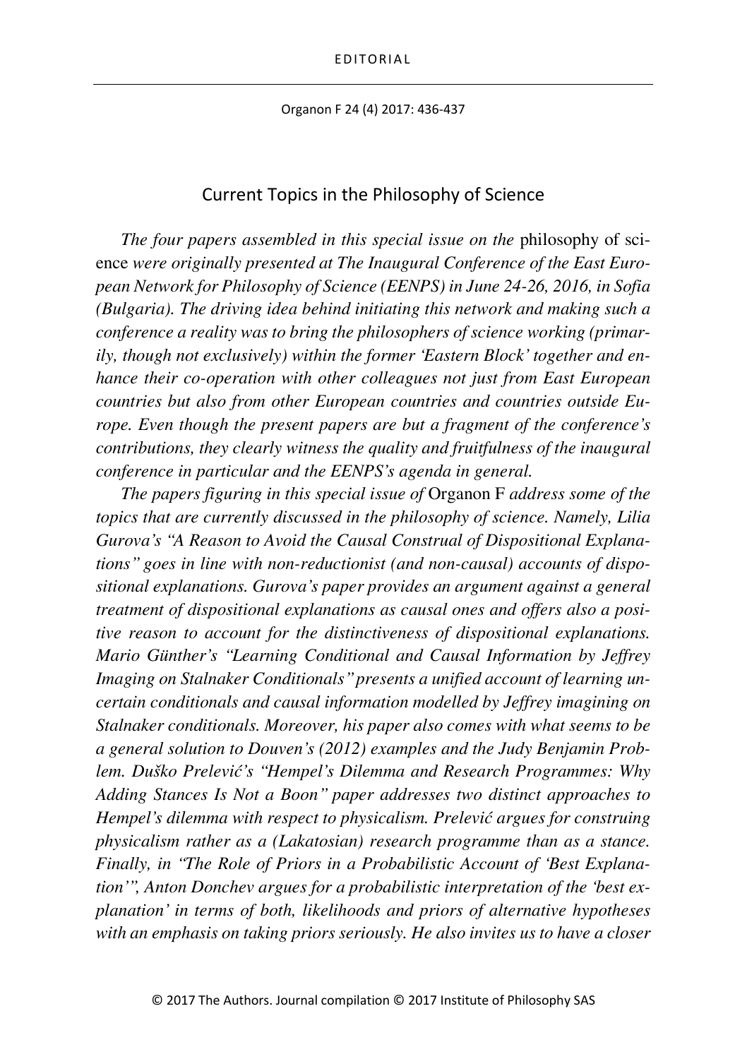EDITORIAL

# Current Topics in the Philosophy of Science

*The four papers assembled in this special issue on the* philosophy of science *were originally presented at The Inaugural Conference of the East European Network for Philosophy of Science (EENPS) in June 24-26, 2016, in Sofia (Bulgaria). The driving idea behind initiating this network and making such a conference a reality was to bring the philosophers of science working (primarily, though not exclusively) within the former 'Eastern Block' together and enhance their co-operation with other colleagues not just from East European countries but also from other European countries and countries outside Europe. Even though the present papers are but a fragment of the conference's contributions, they clearly witness the quality and fruitfulness of the inaugural conference in particular and the EENPS's agenda in general.*

*The papers figuring in this special issue of* Organon F *address some of the topics that are currently discussed in the philosophy of science. Namely, Lilia Gurova's "A Reason to Avoid the Causal Construal of Dispositional Explanations" goes in line with non-reductionist (and non-causal) accounts of dispositional explanations. Gurova's paper provides an argument against a general treatment of dispositional explanations as causal ones and offers also a positive reason to account for the distinctiveness of dispositional explanations. Mario Günther's "Learning Conditional and Causal Information by Jeffrey Imaging on Stalnaker Conditionals" presents a unified account of learning uncertain conditionals and causal information modelled by Jeffrey imagining on Stalnaker conditionals. Moreover, his paper also comes with what seems to be a general solution to Douven's (2012) examples and the Judy Benjamin Problem. Duško Prelević's "Hempel's Dilemma and Research Programmes: Why Adding Stances Is Not a Boon" paper addresses two distinct approaches to Hempel's dilemma with respect to physicalism. Prelević argues for construing physicalism rather as a (Lakatosian) research programme than as a stance. Finally, in "The Role of Priors in a Probabilistic Account of 'Best Explanation'", Anton Donchev argues for a probabilistic interpretation of the 'best explanation' in terms of both, likelihoods and priors of alternative hypotheses with an emphasis on taking priors seriously. He also invites us to have a closer*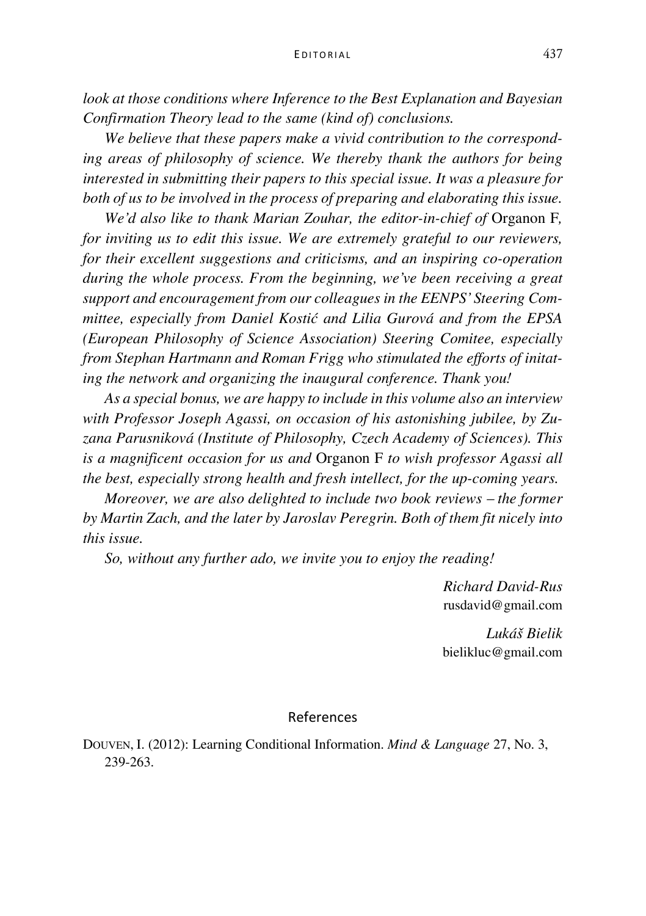*look at those conditions where Inference to the Best Explanation and Bayesian Confirmation Theory lead to the same (kind of) conclusions.*

*We believe that these papers make a vivid contribution to the corresponding areas of philosophy of science. We thereby thank the authors for being interested in submitting their papers to this special issue. It was a pleasure for both of us to be involved in the process of preparing and elaborating this issue.*

*We'd also like to thank Marian Zouhar, the editor-in-chief of* Organon F*, for inviting us to edit this issue. We are extremely grateful to our reviewers, for their excellent suggestions and criticisms, and an inspiring co-operation during the whole process. From the beginning, we've been receiving a great support and encouragement from our colleagues in the EENPS' Steering Committee, especially from Daniel Kostić and Lilia Gurová and from the EPSA (European Philosophy of Science Association) Steering Comitee, especially from Stephan Hartmann and Roman Frigg who stimulated the efforts of initating the network and organizing the inaugural conference. Thank you!*

*As a special bonus, we are happy to include in this volume also an interview with Professor Joseph Agassi, on occasion of his astonishing jubilee, by Zuzana Parusniková (Institute of Philosophy, Czech Academy of Sciences). This is a magnificent occasion for us and* Organon F *to wish professor Agassi all the best, especially strong health and fresh intellect, for the up-coming years.*

*Moreover, we are also delighted to include two book reviews – the former by Martin Zach, and the later by Jaroslav Peregrin. Both of them fit nicely into this issue.*

*So, without any further ado, we invite you to enjoy the reading!*

*Richard David-Rus*
rusdavid@gmail.com

*Lukáš Bielik*
bielikluc@gmail.com

## References

DOUVEN, I. (2012): Learning Conditional Information. *Mind & Language* 27, No. 3, 239-263.